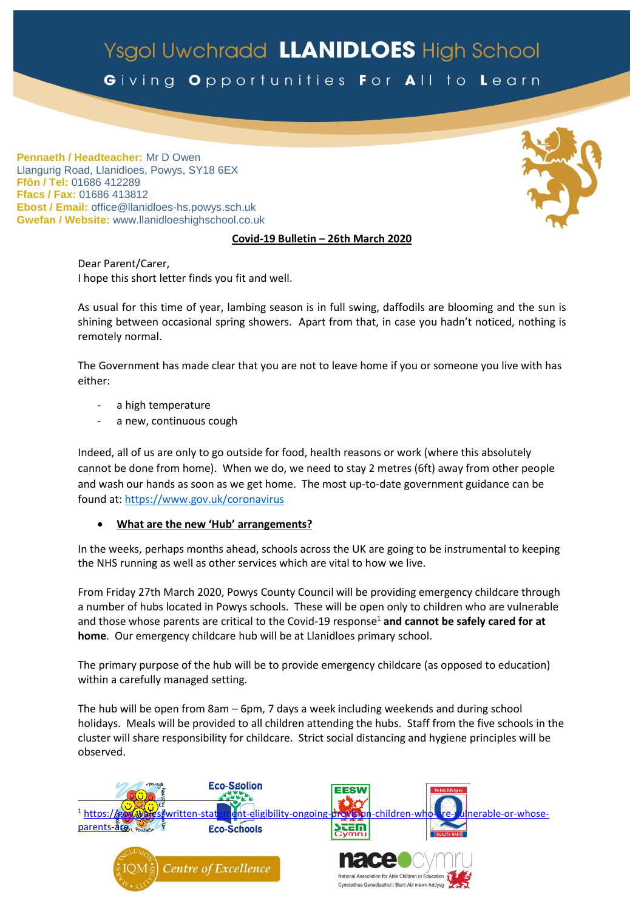# Ysgol Uwchradd LLANIDLOES High School

Giving Opportunities For All to Learn

**Pennaeth / Headteacher:** Mr D Owen
Llangurig Road, Llanidloes, Powys, SY18 6EX
**Ffôn / Tel:** 01686 412289
**Ffacs / Fax:** 01686 413812
**Ebost / Email:** office@llanidloes-hs.powys.sch.uk
**Gwefan / Website:** www.llanidloeshighschool.co.uk

**Covid-19 Bulletin – 26th March 2020**

Dear Parent/Carer,
I hope this short letter finds you fit and well.

As usual for this time of year, lambing season is in full swing, daffodils are blooming and the sun is shining between occasional spring showers. Apart from that, in case you hadn't noticed, nothing is remotely normal.

The Government has made clear that you are not to leave home if you or someone you live with has either:

- a high temperature
- a new, continuous cough

Indeed, all of us are only to go outside for food, health reasons or work (where this absolutely cannot be done from home). When we do, we need to stay 2 metres (6ft) away from other people and wash our hands as soon as we get home. The most up-to-date government guidance can be found at: https://www.gov.uk/coronavirus

- **What are the new 'Hub' arrangements?**

In the weeks, perhaps months ahead, schools across the UK are going to be instrumental to keeping the NHS running as well as other services which are vital to how we live.

From Friday 27th March 2020, Powys County Council will be providing emergency childcare through a number of hubs located in Powys schools. These will be open only to children who are vulnerable and those whose parents are critical to the Covid-19 response[1] **and cannot be safely cared for at home**. Our emergency childcare hub will be at Llanidloes primary school.

The primary purpose of the hub will be to provide emergency childcare (as opposed to education) within a carefully managed setting.

The hub will be open from 8am – 6pm, 7 days a week including weekends and during school holidays. Meals will be provided to all children attending the hubs. Staff from the five schools in the cluster will share responsibility for childcare. Strict social distancing and hygiene principles will be observed.

[1] https://gov.wales/written-statement-eligibility-ongoing-provision-children-who-are-vulnerable-or-whose-parents-are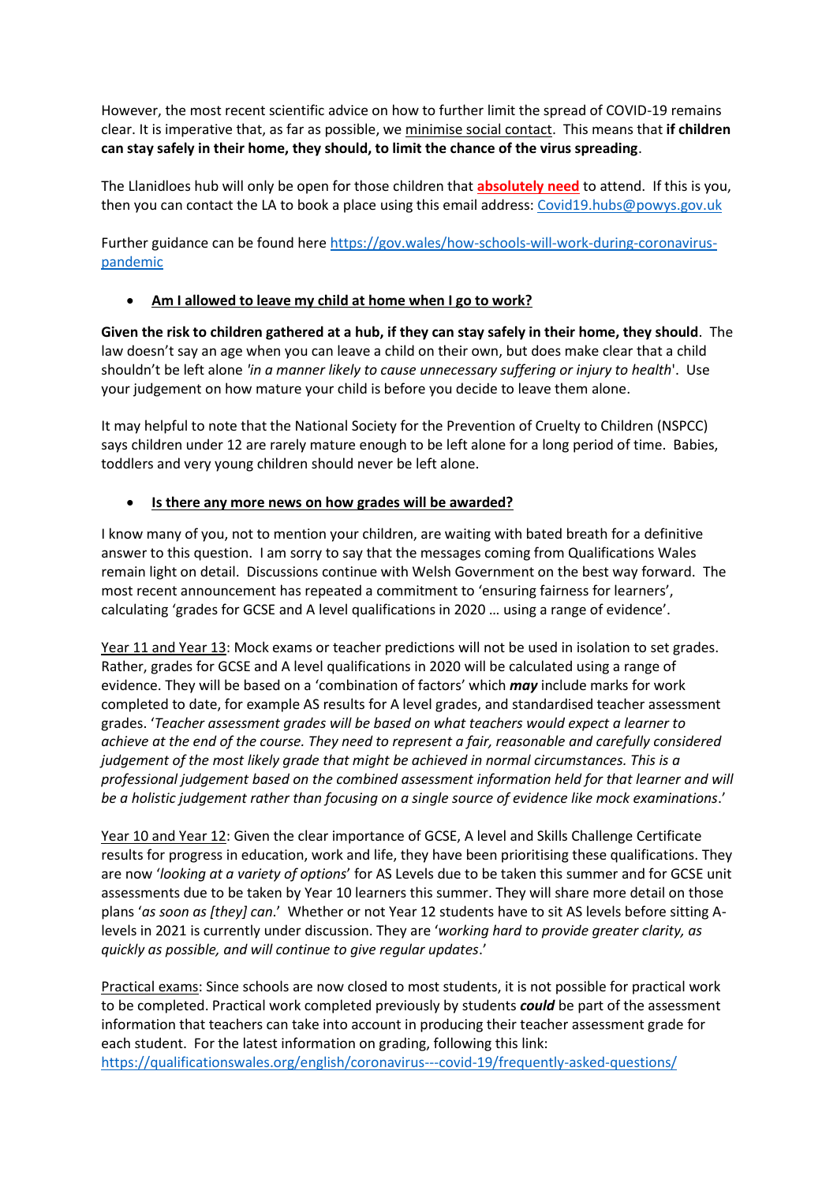However, the most recent scientific advice on how to further limit the spread of COVID-19 remains clear. It is imperative that, as far as possible, we minimise social contact. This means that **if children can stay safely in their home, they should, to limit the chance of the virus spreading**.

The Llanidloes hub will only be open for those children that **absolutely need** to attend. If this is you, then you can contact the LA to book a place using this email address: Covid19.hubs@powys.gov.uk

Further guidance can be found here https://gov.wales/how-schools-will-work-during-coronavirus-pandemic

- **Am I allowed to leave my child at home when I go to work?**

**Given the risk to children gathered at a hub, if they can stay safely in their home, they should**. The law doesn't say an age when you can leave a child on their own, but does make clear that a child shouldn't be left alone *'in a manner likely to cause unnecessary suffering or injury to health*'. Use your judgement on how mature your child is before you decide to leave them alone.

It may helpful to note that the National Society for the Prevention of Cruelty to Children (NSPCC) says children under 12 are rarely mature enough to be left alone for a long period of time. Babies, toddlers and very young children should never be left alone.

- **Is there any more news on how grades will be awarded?**

I know many of you, not to mention your children, are waiting with bated breath for a definitive answer to this question. I am sorry to say that the messages coming from Qualifications Wales remain light on detail. Discussions continue with Welsh Government on the best way forward. The most recent announcement has repeated a commitment to 'ensuring fairness for learners', calculating 'grades for GCSE and A level qualifications in 2020 … using a range of evidence'.

Year 11 and Year 13: Mock exams or teacher predictions will not be used in isolation to set grades. Rather, grades for GCSE and A level qualifications in 2020 will be calculated using a range of evidence. They will be based on a 'combination of factors' which ***may*** include marks for work completed to date, for example AS results for A level grades, and standardised teacher assessment grades. '*Teacher assessment grades will be based on what teachers would expect a learner to achieve at the end of the course. They need to represent a fair, reasonable and carefully considered judgement of the most likely grade that might be achieved in normal circumstances. This is a professional judgement based on the combined assessment information held for that learner and will be a holistic judgement rather than focusing on a single source of evidence like mock examinations*.'

Year 10 and Year 12: Given the clear importance of GCSE, A level and Skills Challenge Certificate results for progress in education, work and life, they have been prioritising these qualifications. They are now '*looking at a variety of options*' for AS Levels due to be taken this summer and for GCSE unit assessments due to be taken by Year 10 learners this summer. They will share more detail on those plans '*as soon as [they] can*.' Whether or not Year 12 students have to sit AS levels before sitting A-levels in 2021 is currently under discussion. They are '*working hard to provide greater clarity, as quickly as possible, and will continue to give regular updates*.'

Practical exams: Since schools are now closed to most students, it is not possible for practical work to be completed. Practical work completed previously by students ***could*** be part of the assessment information that teachers can take into account in producing their teacher assessment grade for each student. For the latest information on grading, following this link: https://qualificationswales.org/english/coronavirus---covid-19/frequently-asked-questions/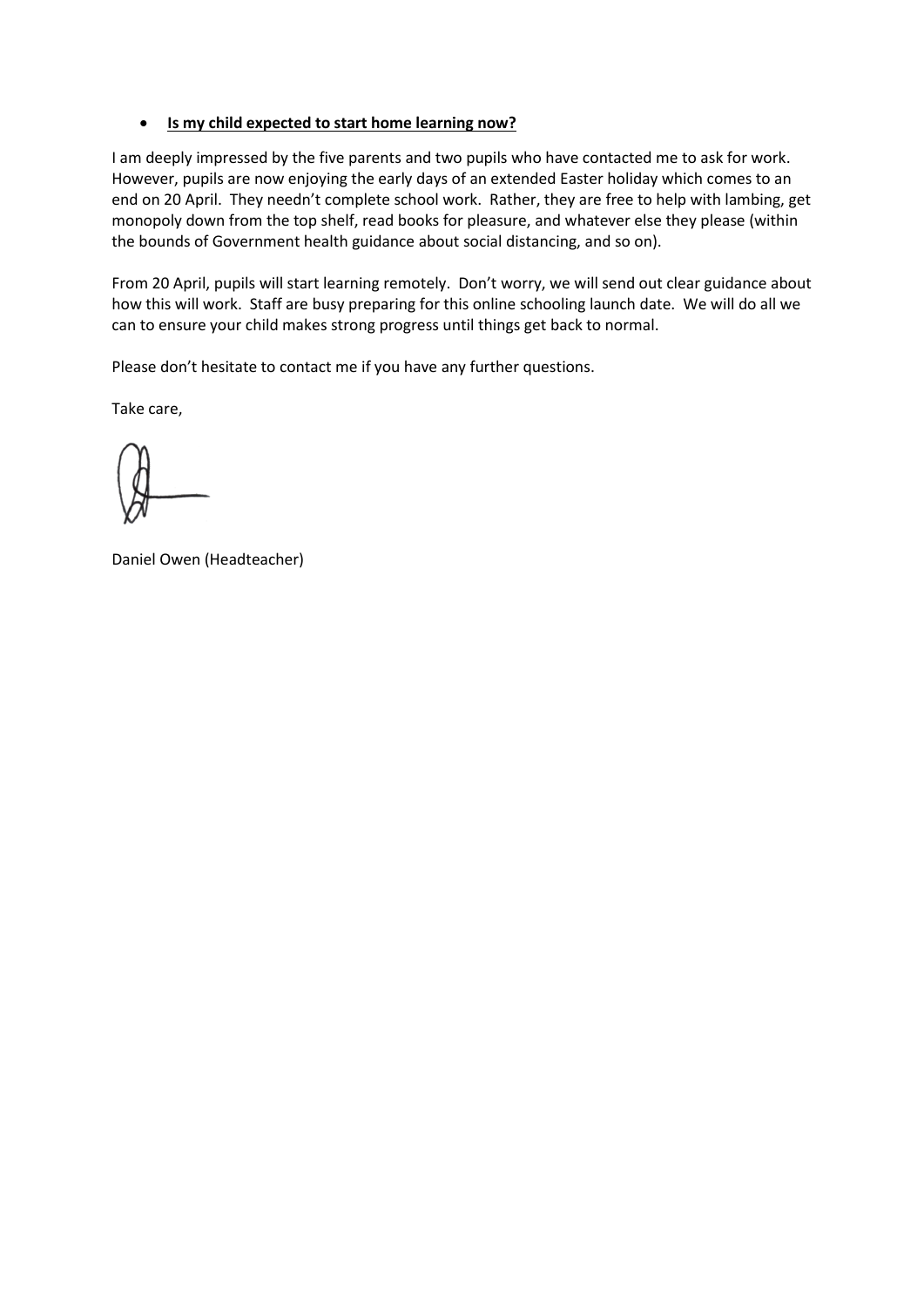- **Is my child expected to start home learning now?**

I am deeply impressed by the five parents and two pupils who have contacted me to ask for work. However, pupils are now enjoying the early days of an extended Easter holiday which comes to an end on 20 April. They needn't complete school work. Rather, they are free to help with lambing, get monopoly down from the top shelf, read books for pleasure, and whatever else they please (within the bounds of Government health guidance about social distancing, and so on).

From 20 April, pupils will start learning remotely. Don't worry, we will send out clear guidance about how this will work. Staff are busy preparing for this online schooling launch date. We will do all we can to ensure your child makes strong progress until things get back to normal.

Please don't hesitate to contact me if you have any further questions.

Take care,

Daniel Owen (Headteacher)